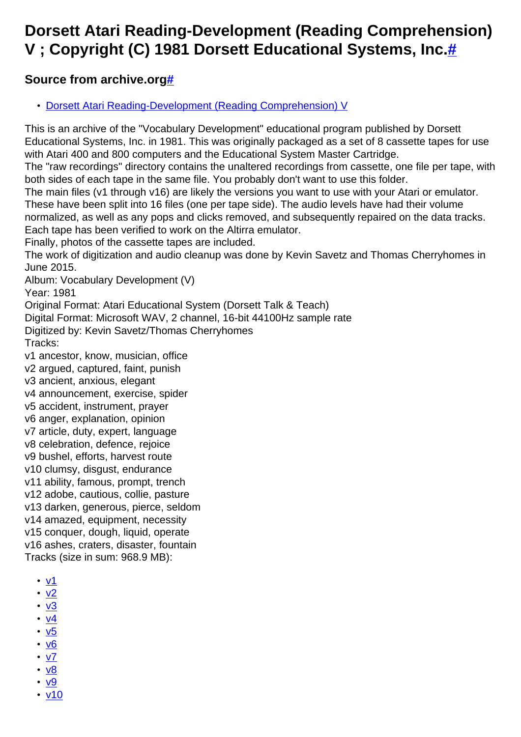# Dorsett Atari Reading-Development (Reading Comprehension) V ; Copyright (C) 1981 Dorsett Educational Systems, Inc.[#](#)

### Source from archive.org[#](#)

- [Dorsett Atari Reading-Development (Reading Comprehension) V](#)

This is an archive of the "Vocabulary Development" educational program published by Dorsett Educational Systems, Inc. in 1981. This was originally packaged as a set of 8 cassette tapes for use with Atari 400 and 800 computers and the Educational System Master Cartridge.
The "raw recordings" directory contains the unaltered recordings from cassette, one file per tape, with both sides of each tape in the same file. You probably don't want to use this folder.
The main files (v1 through v16) are likely the versions you want to use with your Atari or emulator. These have been split into 16 files (one per tape side). The audio levels have had their volume normalized, as well as any pops and clicks removed, and subsequently repaired on the data tracks. Each tape has been verified to work on the Altirra emulator.
Finally, photos of the cassette tapes are included.
The work of digitization and audio cleanup was done by Kevin Savetz and Thomas Cherryhomes in June 2015.
Album: Vocabulary Development (V)
Year: 1981
Original Format: Atari Educational System (Dorsett Talk & Teach)
Digital Format: Microsoft WAV, 2 channel, 16-bit 44100Hz sample rate
Digitized by: Kevin Savetz/Thomas Cherryhomes
Tracks:
v1 ancestor, know, musician, office
v2 argued, captured, faint, punish
v3 ancient, anxious, elegant
v4 announcement, exercise, spider
v5 accident, instrument, prayer
v6 anger, explanation, opinion
v7 article, duty, expert, language
v8 celebration, defence, rejoice
v9 bushel, efforts, harvest route
v10 clumsy, disgust, endurance
v11 ability, famous, prompt, trench
v12 adobe, cautious, collie, pasture
v13 darken, generous, pierce, seldom
v14 amazed, equipment, necessity
v15 conquer, dough, liquid, operate
v16 ashes, craters, disaster, fountain
Tracks (size in sum: 968.9 MB):

- [v1](#)
- [v2](#)
- [v3](#)
- [v4](#)
- [v5](#)
- [v6](#)
- [v7](#)
- [v8](#)
- [v9](#)
- [v10](#)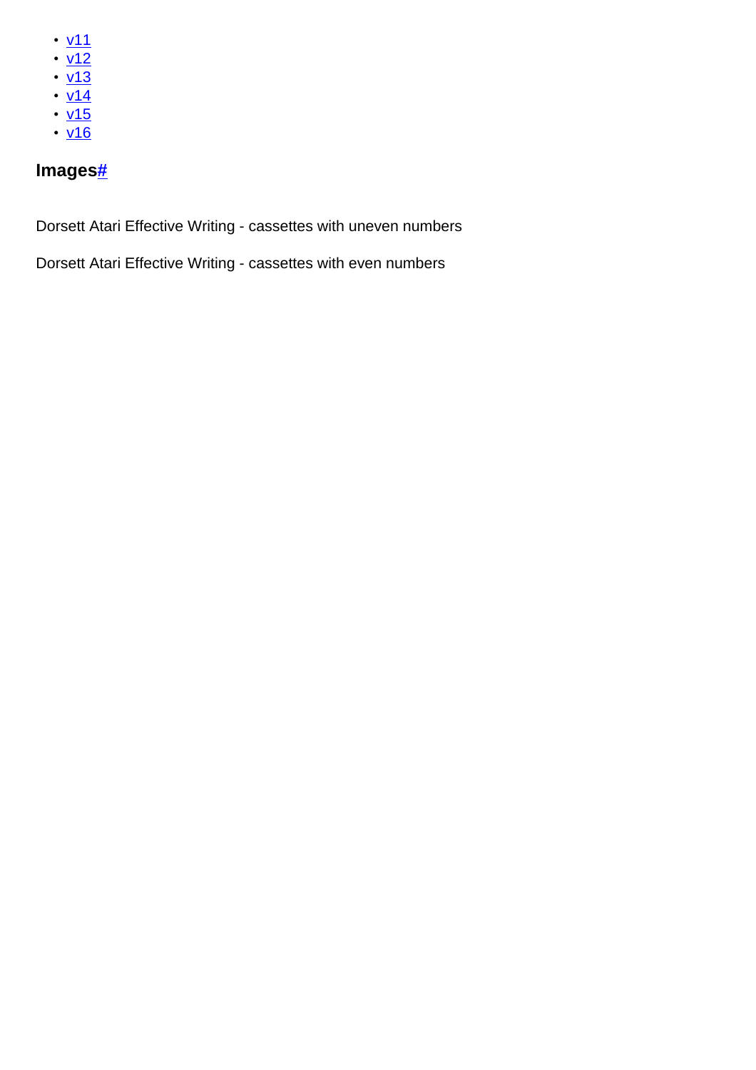- v11
- v12
- v13
- v14
- v15
- v16

## Images#

Dorsett Atari Effective Writing - cassettes with uneven numbers

Dorsett Atari Effective Writing - cassettes with even numbers